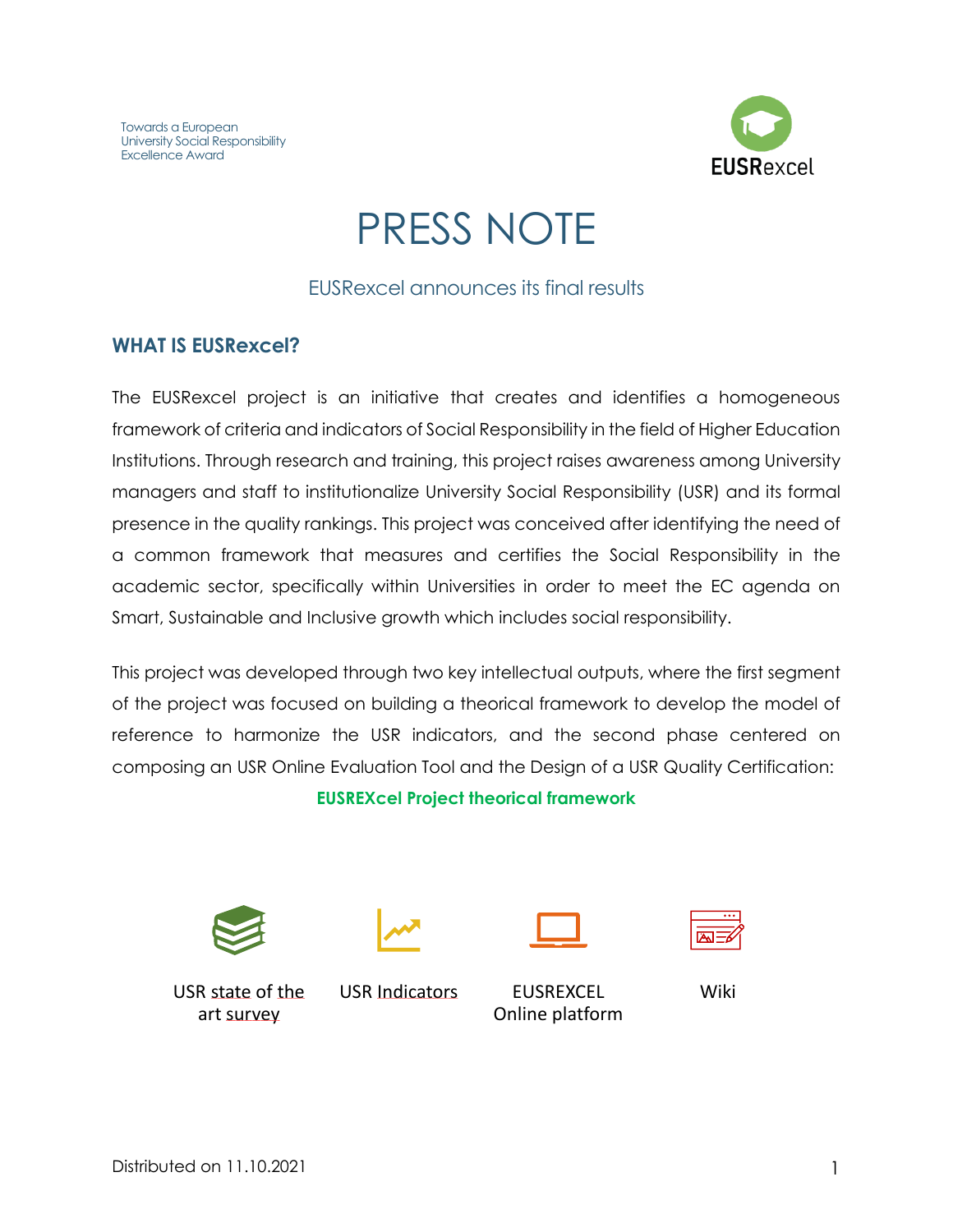Towards a European
University Social Responsibility
Excellence Award

EUSRexcel

# PRESS NOTE

EUSRexcel announces its final results

## WHAT IS EUSRexcel?

The EUSRexcel project is an initiative that creates and identifies a homogeneous framework of criteria and indicators of Social Responsibility in the field of Higher Education Institutions. Through research and training, this project raises awareness among University managers and staff to institutionalize University Social Responsibility (USR) and its formal presence in the quality rankings. This project was conceived after identifying the need of a common framework that measures and certifies the Social Responsibility in the academic sector, specifically within Universities in order to meet the EC agenda on Smart, Sustainable and Inclusive growth which includes social responsibility.

This project was developed through two key intellectual outputs, where the first segment of the project was focused on building a theorical framework to develop the model of reference to harmonize the USR indicators, and the second phase centered on composing an USR Online Evaluation Tool and the Design of a USR Quality Certification:

**EUSREXcel Project theorical framework**

- USR state of the art survey
- USR Indicators
- EUSREXCEL Online platform
- Wiki

Distributed on 11.10.2021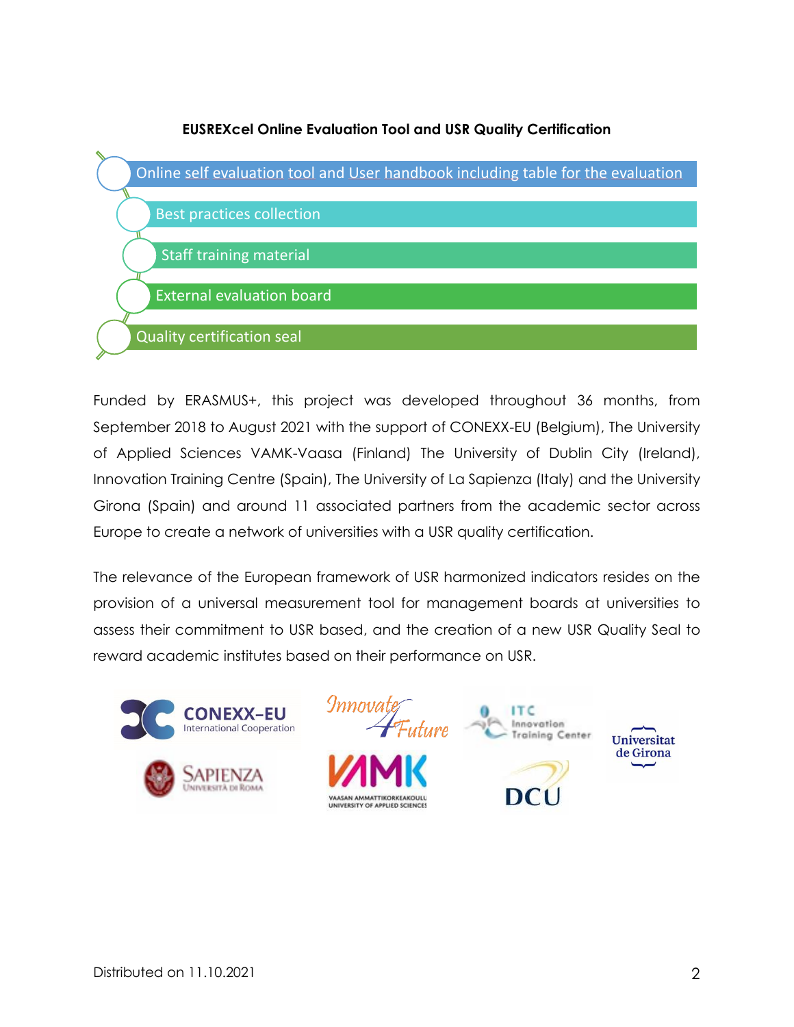**EUSREXcel Online Evaluation Tool and USR Quality Certification**

- Online self evaluation tool and User handbook including table for the evaluation
- Best practices collection
- Staff training material
- External evaluation board
- Quality certification seal

Funded by ERASMUS+, this project was developed throughout 36 months, from September 2018 to August 2021 with the support of CONEXX-EU (Belgium), The University of Applied Sciences VAMK-Vaasa (Finland) The University of Dublin City (Ireland), Innovation Training Centre (Spain), The University of La Sapienza (Italy) and the University Girona (Spain) and around 11 associated partners from the academic sector across Europe to create a network of universities with a USR quality certification.

The relevance of the European framework of USR harmonized indicators resides on the provision of a universal measurement tool for management boards at universities to assess their commitment to USR based, and the creation of a new USR Quality Seal to reward academic institutes based on their performance on USR.

Distributed on 11.10.2021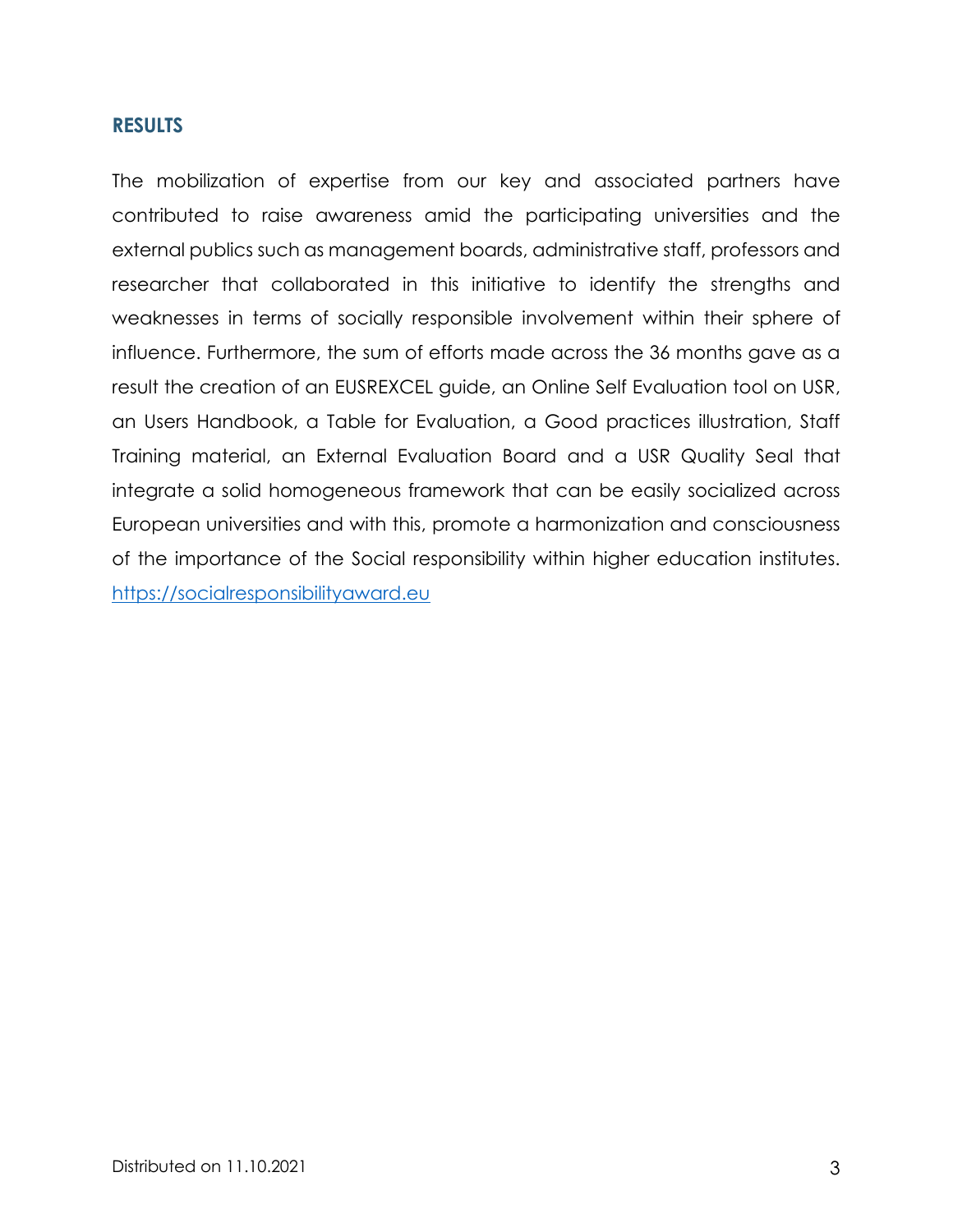## RESULTS

The mobilization of expertise from our key and associated partners have contributed to raise awareness amid the participating universities and the external publics such as management boards, administrative staff, professors and researcher that collaborated in this initiative to identify the strengths and weaknesses in terms of socially responsible involvement within their sphere of influence. Furthermore, the sum of efforts made across the 36 months gave as a result the creation of an EUSREXCEL guide, an Online Self Evaluation tool on USR, an Users Handbook, a Table for Evaluation, a Good practices illustration, Staff Training material, an External Evaluation Board and a USR Quality Seal that integrate a solid homogeneous framework that can be easily socialized across European universities and with this, promote a harmonization and consciousness of the importance of the Social responsibility within higher education institutes. https://socialresponsibilityaward.eu

Distributed on 11.10.2021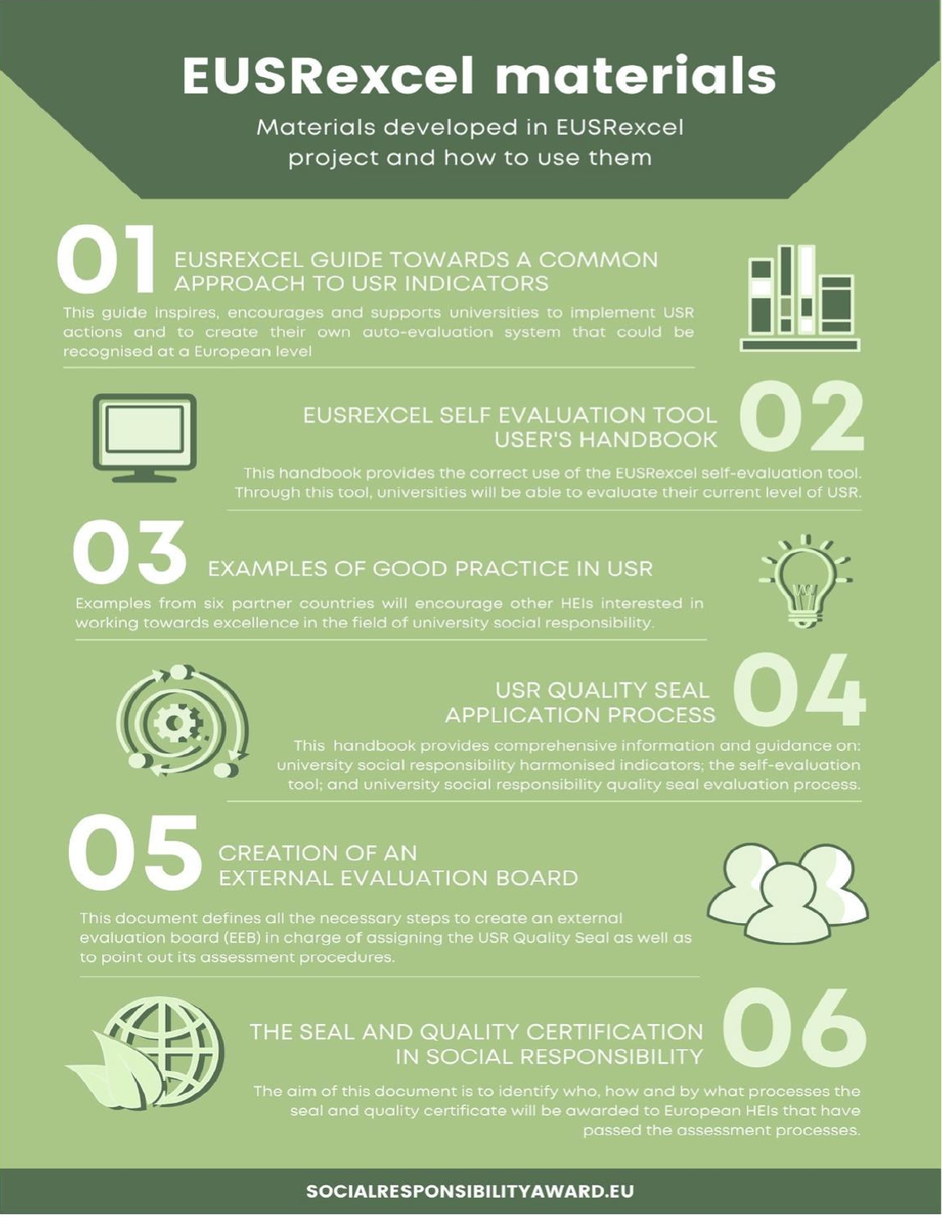# EUSRexcel materials

Materials developed in EUSRexcel project and how to use them

## 01 EUSREXCEL GUIDE TOWARDS A COMMON APPROACH TO USR INDICATORS

This guide inspires, encourages and supports universities to implement USR actions and to create their own auto-evaluation system that could be recognised at a European level

## 02 EUSREXCEL SELF EVALUATION TOOL USER'S HANDBOOK

This handbook provides the correct use of the EUSRexcel self-evaluation tool. Through this tool, universities will be able to evaluate their current level of USR.

## 03 EXAMPLES OF GOOD PRACTICE IN USR

Examples from six partner countries will encourage other HEIs interested in working towards excellence in the field of university social responsibility.

## 04 USR QUALITY SEAL APPLICATION PROCESS

This handbook provides comprehensive information and guidance on: university social responsibility harmonised indicators; the self-evaluation tool; and university social responsibility quality seal evaluation process.

## 05 CREATION OF AN EXTERNAL EVALUATION BOARD

This document defines all the necessary steps to create an external evaluation board (EEB) in charge of assigning the USR Quality Seal as well as to point out its assessment procedures.

## 06 THE SEAL AND QUALITY CERTIFICATION IN SOCIAL RESPONSIBILITY

The aim of this document is to identify who, how and by what processes the seal and quality certificate will be awarded to European HEIs that have passed the assessment processes.

**SOCIALRESPONSIBILITYAWARD.EU**